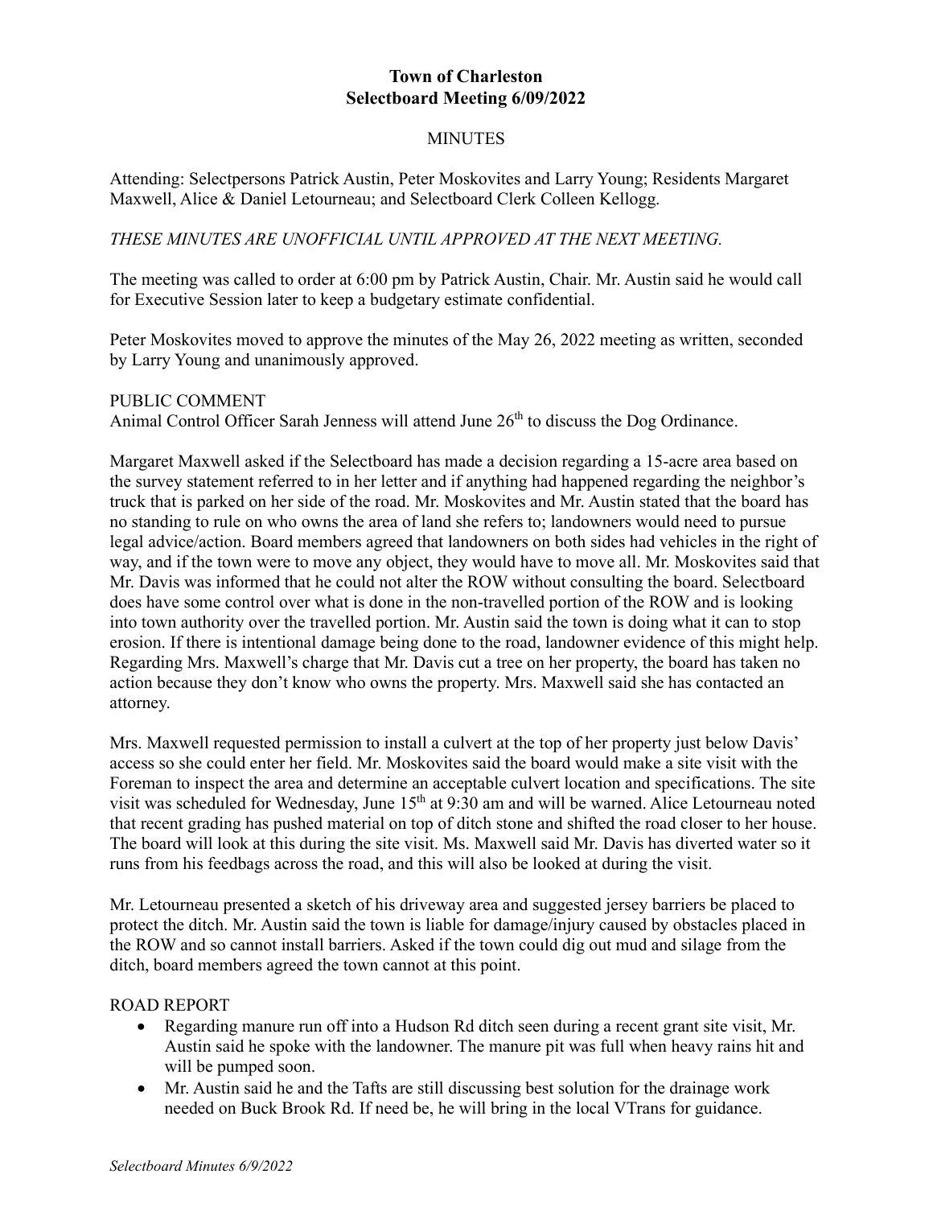# Town of Charleston
## Selectboard Meeting 6/09/2022

MINUTES

Attending: Selectpersons Patrick Austin, Peter Moskovites and Larry Young; Residents Margaret Maxwell, Alice & Daniel Letourneau; and Selectboard Clerk Colleen Kellogg.

*THESE MINUTES ARE UNOFFICIAL UNTIL APPROVED AT THE NEXT MEETING.*

The meeting was called to order at 6:00 pm by Patrick Austin, Chair. Mr. Austin said he would call for Executive Session later to keep a budgetary estimate confidential.

Peter Moskovites moved to approve the minutes of the May 26, 2022 meeting as written, seconded by Larry Young and unanimously approved.

PUBLIC COMMENT

Animal Control Officer Sarah Jenness will attend June 26th to discuss the Dog Ordinance.

Margaret Maxwell asked if the Selectboard has made a decision regarding a 15-acre area based on the survey statement referred to in her letter and if anything had happened regarding the neighbor's truck that is parked on her side of the road. Mr. Moskovites and Mr. Austin stated that the board has no standing to rule on who owns the area of land she refers to; landowners would need to pursue legal advice/action. Board members agreed that landowners on both sides had vehicles in the right of way, and if the town were to move any object, they would have to move all. Mr. Moskovites said that Mr. Davis was informed that he could not alter the ROW without consulting the board. Selectboard does have some control over what is done in the non-travelled portion of the ROW and is looking into town authority over the travelled portion. Mr. Austin said the town is doing what it can to stop erosion. If there is intentional damage being done to the road, landowner evidence of this might help. Regarding Mrs. Maxwell's charge that Mr. Davis cut a tree on her property, the board has taken no action because they don't know who owns the property. Mrs. Maxwell said she has contacted an attorney.

Mrs. Maxwell requested permission to install a culvert at the top of her property just below Davis' access so she could enter her field. Mr. Moskovites said the board would make a site visit with the Foreman to inspect the area and determine an acceptable culvert location and specifications. The site visit was scheduled for Wednesday, June 15th at 9:30 am and will be warned. Alice Letourneau noted that recent grading has pushed material on top of ditch stone and shifted the road closer to her house. The board will look at this during the site visit. Ms. Maxwell said Mr. Davis has diverted water so it runs from his feedbags across the road, and this will also be looked at during the visit.

Mr. Letourneau presented a sketch of his driveway area and suggested jersey barriers be placed to protect the ditch. Mr. Austin said the town is liable for damage/injury caused by obstacles placed in the ROW and so cannot install barriers. Asked if the town could dig out mud and silage from the ditch, board members agreed the town cannot at this point.

ROAD REPORT

- Regarding manure run off into a Hudson Rd ditch seen during a recent grant site visit, Mr. Austin said he spoke with the landowner. The manure pit was full when heavy rains hit and will be pumped soon.
- Mr. Austin said he and the Tafts are still discussing best solution for the drainage work needed on Buck Brook Rd. If need be, he will bring in the local VTrans for guidance.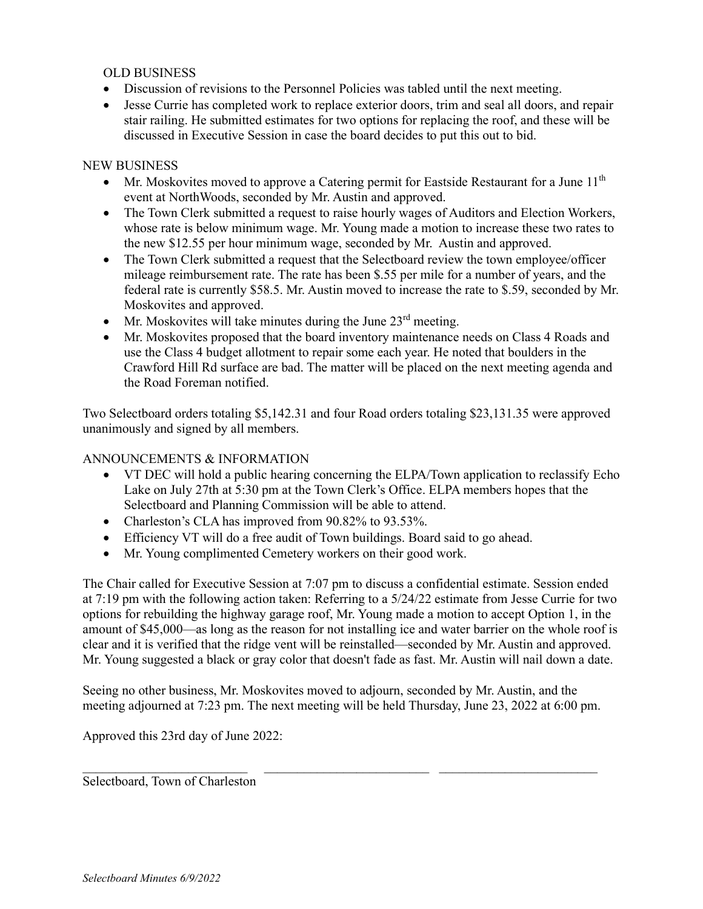OLD BUSINESS

- Discussion of revisions to the Personnel Policies was tabled until the next meeting.
- Jesse Currie has completed work to replace exterior doors, trim and seal all doors, and repair stair railing. He submitted estimates for two options for replacing the roof, and these will be discussed in Executive Session in case the board decides to put this out to bid.

NEW BUSINESS

- Mr. Moskovites moved to approve a Catering permit for Eastside Restaurant for a June 11th event at NorthWoods, seconded by Mr. Austin and approved.
- The Town Clerk submitted a request to raise hourly wages of Auditors and Election Workers, whose rate is below minimum wage. Mr. Young made a motion to increase these two rates to the new $12.55 per hour minimum wage, seconded by Mr. Austin and approved.
- The Town Clerk submitted a request that the Selectboard review the town employee/officer mileage reimbursement rate. The rate has been $.55 per mile for a number of years, and the federal rate is currently $58.5. Mr. Austin moved to increase the rate to $.59, seconded by Mr. Moskovites and approved.
- Mr. Moskovites will take minutes during the June 23rd meeting.
- Mr. Moskovites proposed that the board inventory maintenance needs on Class 4 Roads and use the Class 4 budget allotment to repair some each year. He noted that boulders in the Crawford Hill Rd surface are bad. The matter will be placed on the next meeting agenda and the Road Foreman notified.

Two Selectboard orders totaling $5,142.31 and four Road orders totaling $23,131.35 were approved unanimously and signed by all members.

ANNOUNCEMENTS & INFORMATION

- VT DEC will hold a public hearing concerning the ELPA/Town application to reclassify Echo Lake on July 27th at 5:30 pm at the Town Clerk's Office. ELPA members hopes that the Selectboard and Planning Commission will be able to attend.
- Charleston's CLA has improved from 90.82% to 93.53%.
- Efficiency VT will do a free audit of Town buildings. Board said to go ahead.
- Mr. Young complimented Cemetery workers on their good work.

The Chair called for Executive Session at 7:07 pm to discuss a confidential estimate. Session ended at 7:19 pm with the following action taken: Referring to a 5/24/22 estimate from Jesse Currie for two options for rebuilding the highway garage roof, Mr. Young made a motion to accept Option 1, in the amount of $45,000—as long as the reason for not installing ice and water barrier on the whole roof is clear and it is verified that the ridge vent will be reinstalled—seconded by Mr. Austin and approved. Mr. Young suggested a black or gray color that doesn't fade as fast. Mr. Austin will nail down a date.

Seeing no other business, Mr. Moskovites moved to adjourn, seconded by Mr. Austin, and the meeting adjourned at 7:23 pm. The next meeting will be held Thursday, June 23, 2022 at 6:00 pm.

Approved this 23rd day of June 2022:

\_\_\_\_\_\_\_\_\_\_\_\_\_\_\_\_\_\_\_\_\_\_\_\_\_\_ \_\_\_\_\_\_\_\_\_\_\_\_\_\_\_\_\_\_\_\_\_\_\_\_\_\_ \_\_\_\_\_\_\_\_\_\_\_\_\_\_\_\_\_\_\_\_\_\_\_\_\_\_

Selectboard, Town of Charleston